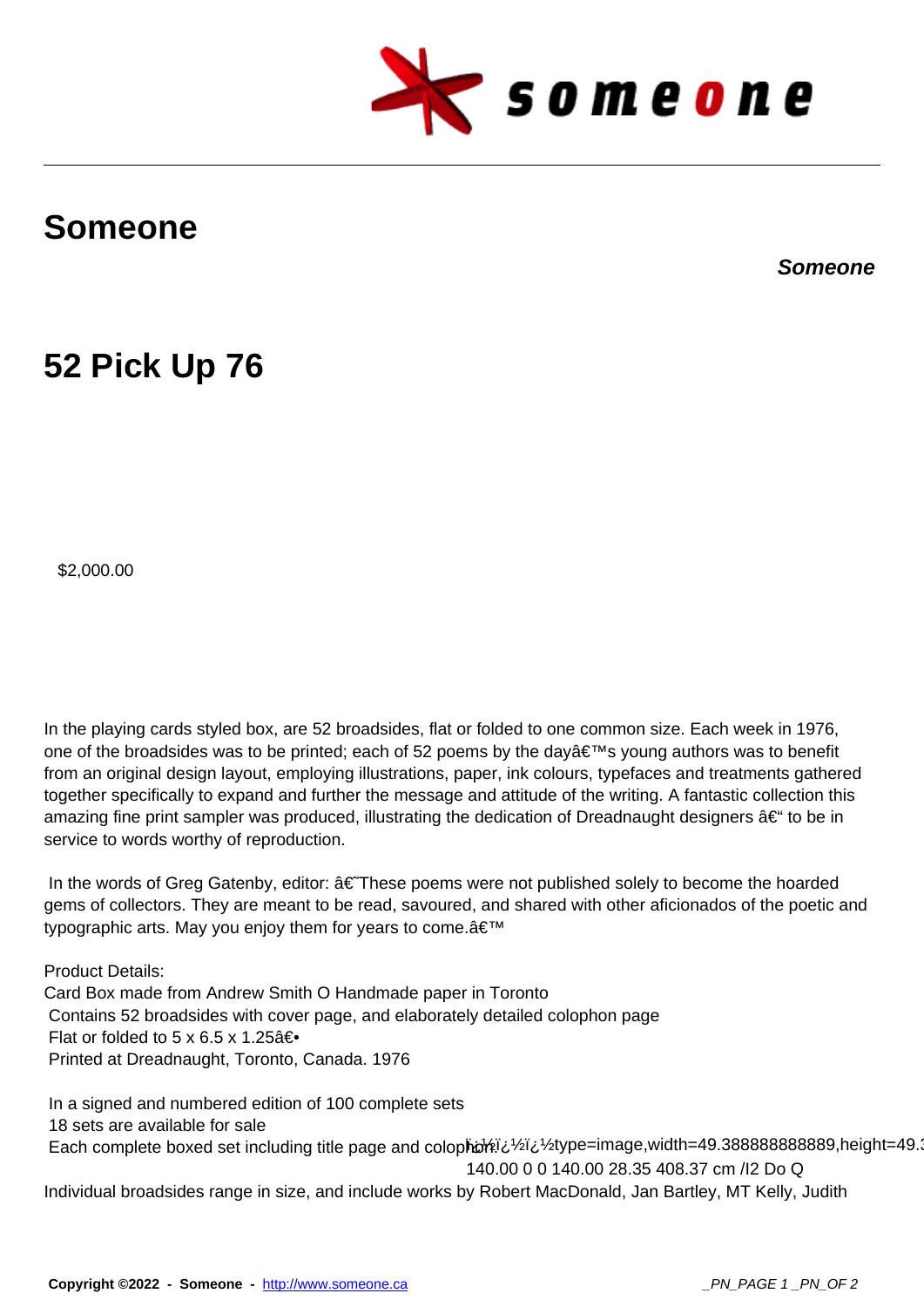# Someone

***Someone***

# 52 Pick Up 76

$2,000.00

In the playing cards styled box, are 52 broadsides, flat or folded to one common size. Each week in 1976, one of the broadsides was to be printed; each of 52 poems by the dayâ€™s young authors was to benefit from an original design layout, employing illustrations, paper, ink colours, typefaces and treatments gathered together specifically to expand and further the message and attitude of the writing. A fantastic collection this amazing fine print sampler was produced, illustrating the dedication of Dreadnaught designers â€“ to be in service to words worthy of reproduction.

In the words of Greg Gatenby, editor: â€˜These poems were not published solely to become the hoarded gems of collectors. They are meant to be read, savoured, and shared with other aficionados of the poetic and typographic arts. May you enjoy them for years to come.â€™

Product Details:
Card Box made from Andrew Smith O Handmade paper in Toronto
Contains 52 broadsides with cover page, and elaborately detailed colophon page
Flat or folded to 5 x 6.5 x 1.25â€•
Printed at Dreadnaught, Toronto, Canada. 1976

In a signed and numbered edition of 100 complete sets
18 sets are available for sale
Each complete boxed set including title page and colophon. ï¿½ï¿½ï¿½type=image,width=49.388888888889,height=49.3
140.00 0 0 140.00 28.35 408.37 cm /I2 Do Q
Individual broadsides range in size, and include works by Robert MacDonald, Jan Bartley, MT Kelly, Judith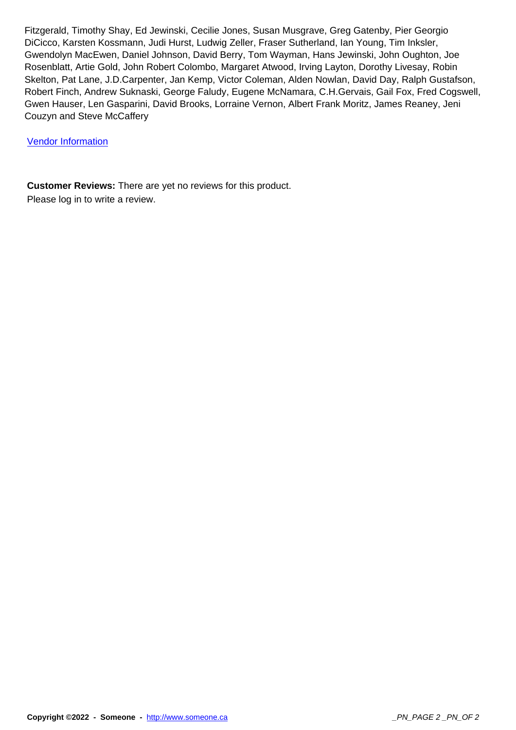Fitzgerald, Timothy Shay, Ed Jewinski, Cecilie Jones, Susan Musgrave, Greg Gatenby, Pier Georgio DiCicco, Karsten Kossmann, Judi Hurst, Ludwig Zeller, Fraser Sutherland, Ian Young, Tim Inksler, Gwendolyn MacEwen, Daniel Johnson, David Berry, Tom Wayman, Hans Jewinski, John Oughton, Joe Rosenblatt, Artie Gold, John Robert Colombo, Margaret Atwood, Irving Layton, Dorothy Livesay, Robin Skelton, Pat Lane, J.D.Carpenter, Jan Kemp, Victor Coleman, Alden Nowlan, David Day, Ralph Gustafson, Robert Finch, Andrew Suknaski, George Faludy, Eugene McNamara, C.H.Gervais, Gail Fox, Fred Cogswell, Gwen Hauser, Len Gasparini, David Brooks, Lorraine Vernon, Albert Frank Moritz, James Reaney, Jeni Couzyn and Steve McCaffery

Vendor Information

**Customer Reviews:** There are yet no reviews for this product.
Please log in to write a review.